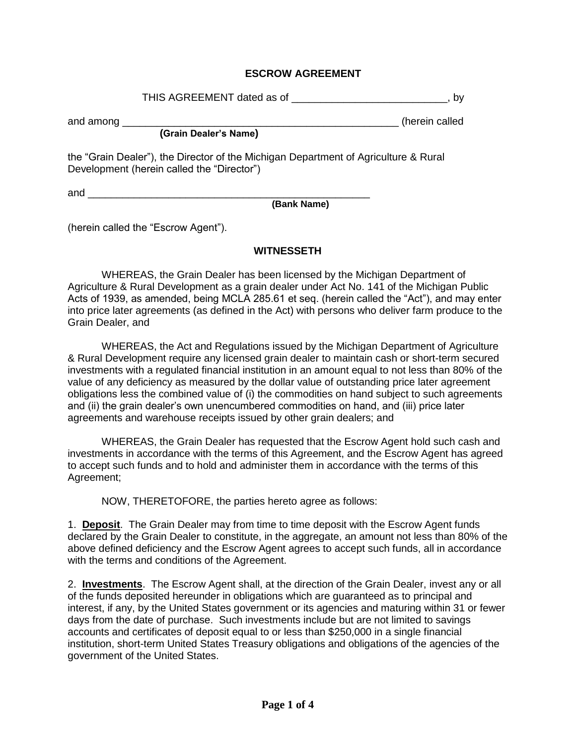# ESCROW AGREEMENT

THIS AGREEMENT dated as of ___________________________, by

and among _________________________________________________ (herein called
**(Grain Dealer's Name)**

the "Grain Dealer"), the Director of the Michigan Department of Agriculture & Rural Development (herein called the "Director")

and ___________________________________________________
**(Bank Name)**

(herein called the "Escrow Agent").

## WITNESSETH

WHEREAS, the Grain Dealer has been licensed by the Michigan Department of Agriculture & Rural Development as a grain dealer under Act No. 141 of the Michigan Public Acts of 1939, as amended, being MCLA 285.61 et seq. (herein called the "Act"), and may enter into price later agreements (as defined in the Act) with persons who deliver farm produce to the Grain Dealer, and

WHEREAS, the Act and Regulations issued by the Michigan Department of Agriculture & Rural Development require any licensed grain dealer to maintain cash or short-term secured investments with a regulated financial institution in an amount equal to not less than 80% of the value of any deficiency as measured by the dollar value of outstanding price later agreement obligations less the combined value of (i) the commodities on hand subject to such agreements and (ii) the grain dealer's own unencumbered commodities on hand, and (iii) price later agreements and warehouse receipts issued by other grain dealers; and

WHEREAS, the Grain Dealer has requested that the Escrow Agent hold such cash and investments in accordance with the terms of this Agreement, and the Escrow Agent has agreed to accept such funds and to hold and administer them in accordance with the terms of this Agreement;

NOW, THERETOFORE, the parties hereto agree as follows:

1. **Deposit**. The Grain Dealer may from time to time deposit with the Escrow Agent funds declared by the Grain Dealer to constitute, in the aggregate, an amount not less than 80% of the above defined deficiency and the Escrow Agent agrees to accept such funds, all in accordance with the terms and conditions of the Agreement.

2. **Investments**. The Escrow Agent shall, at the direction of the Grain Dealer, invest any or all of the funds deposited hereunder in obligations which are guaranteed as to principal and interest, if any, by the United States government or its agencies and maturing within 31 or fewer days from the date of purchase. Such investments include but are not limited to savings accounts and certificates of deposit equal to or less than $250,000 in a single financial institution, short-term United States Treasury obligations and obligations of the agencies of the government of the United States.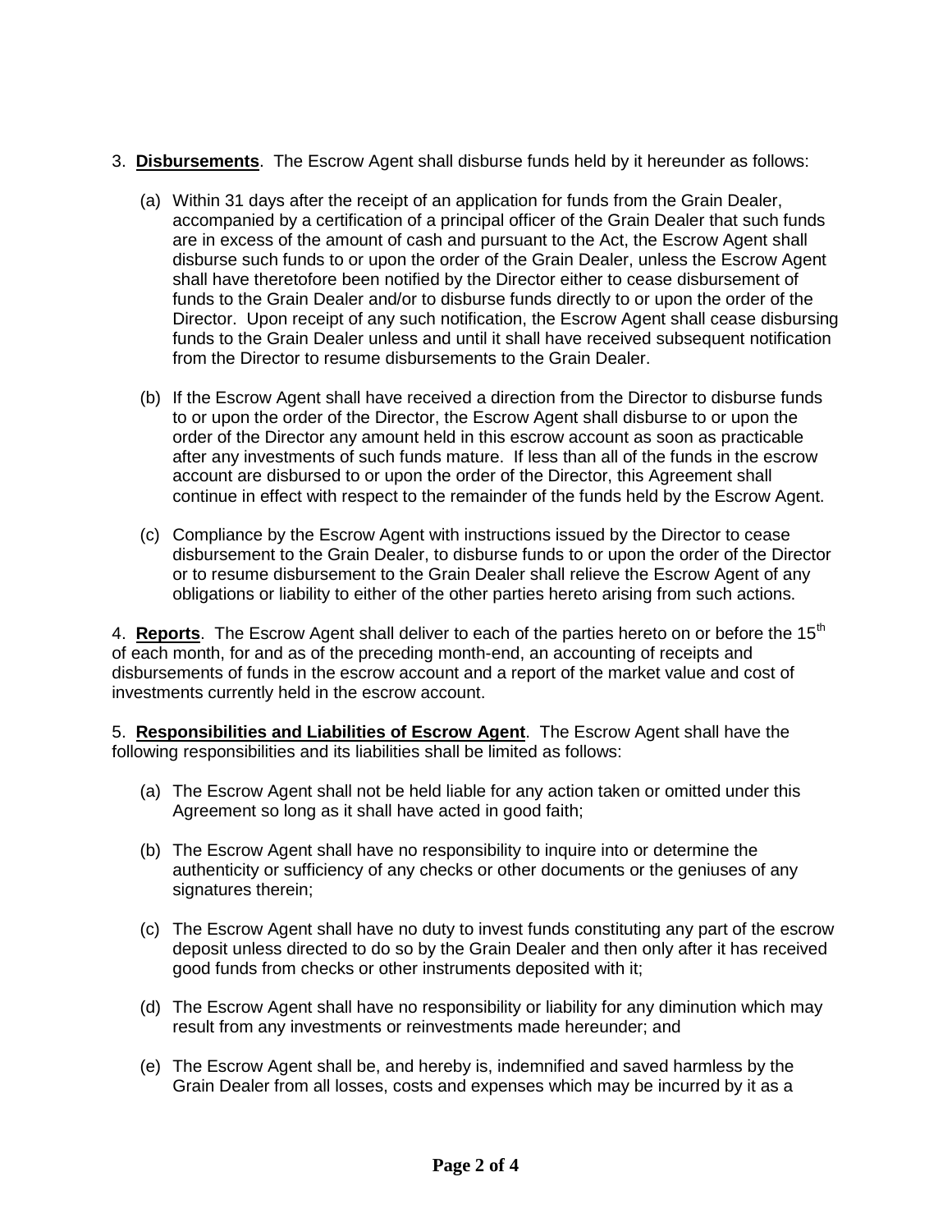3. **Disbursements**. The Escrow Agent shall disburse funds held by it hereunder as follows:

   (a) Within 31 days after the receipt of an application for funds from the Grain Dealer, accompanied by a certification of a principal officer of the Grain Dealer that such funds are in excess of the amount of cash and pursuant to the Act, the Escrow Agent shall disburse such funds to or upon the order of the Grain Dealer, unless the Escrow Agent shall have theretofore been notified by the Director either to cease disbursement of funds to the Grain Dealer and/or to disburse funds directly to or upon the order of the Director. Upon receipt of any such notification, the Escrow Agent shall cease disbursing funds to the Grain Dealer unless and until it shall have received subsequent notification from the Director to resume disbursements to the Grain Dealer.

   (b) If the Escrow Agent shall have received a direction from the Director to disburse funds to or upon the order of the Director, the Escrow Agent shall disburse to or upon the order of the Director any amount held in this escrow account as soon as practicable after any investments of such funds mature. If less than all of the funds in the escrow account are disbursed to or upon the order of the Director, this Agreement shall continue in effect with respect to the remainder of the funds held by the Escrow Agent.

   (c) Compliance by the Escrow Agent with instructions issued by the Director to cease disbursement to the Grain Dealer, to disburse funds to or upon the order of the Director or to resume disbursement to the Grain Dealer shall relieve the Escrow Agent of any obligations or liability to either of the other parties hereto arising from such actions.

4. **Reports**. The Escrow Agent shall deliver to each of the parties hereto on or before the 15th of each month, for and as of the preceding month-end, an accounting of receipts and disbursements of funds in the escrow account and a report of the market value and cost of investments currently held in the escrow account.

5. **Responsibilities and Liabilities of Escrow Agent**. The Escrow Agent shall have the following responsibilities and its liabilities shall be limited as follows:

   (a) The Escrow Agent shall not be held liable for any action taken or omitted under this Agreement so long as it shall have acted in good faith;

   (b) The Escrow Agent shall have no responsibility to inquire into or determine the authenticity or sufficiency of any checks or other documents or the geniuses of any signatures therein;

   (c) The Escrow Agent shall have no duty to invest funds constituting any part of the escrow deposit unless directed to do so by the Grain Dealer and then only after it has received good funds from checks or other instruments deposited with it;

   (d) The Escrow Agent shall have no responsibility or liability for any diminution which may result from any investments or reinvestments made hereunder; and

   (e) The Escrow Agent shall be, and hereby is, indemnified and saved harmless by the Grain Dealer from all losses, costs and expenses which may be incurred by it as a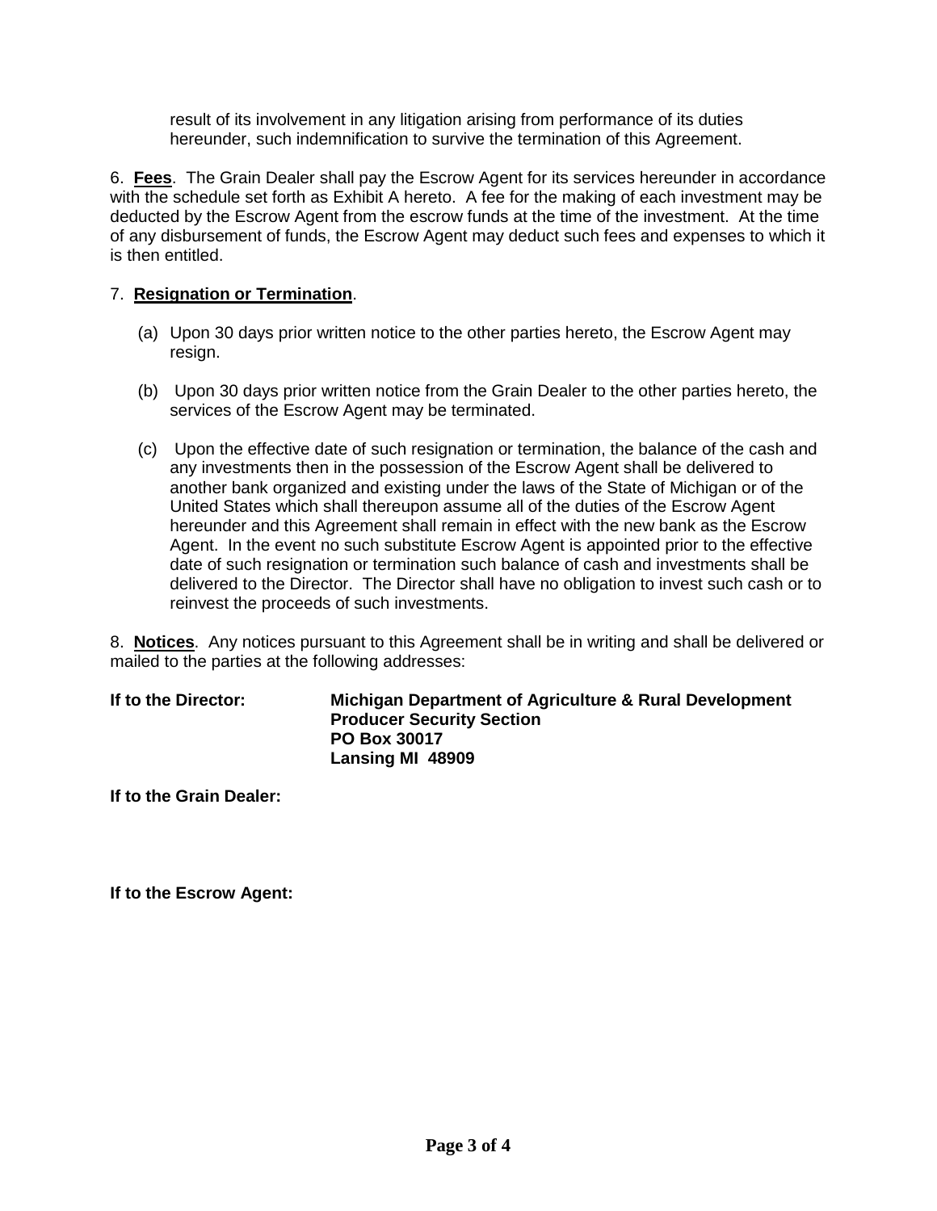result of its involvement in any litigation arising from performance of its duties hereunder, such indemnification to survive the termination of this Agreement.

6. **Fees**. The Grain Dealer shall pay the Escrow Agent for its services hereunder in accordance with the schedule set forth as Exhibit A hereto. A fee for the making of each investment may be deducted by the Escrow Agent from the escrow funds at the time of the investment. At the time of any disbursement of funds, the Escrow Agent may deduct such fees and expenses to which it is then entitled.

7. **Resignation or Termination**.

(a) Upon 30 days prior written notice to the other parties hereto, the Escrow Agent may resign.

(b) Upon 30 days prior written notice from the Grain Dealer to the other parties hereto, the services of the Escrow Agent may be terminated.

(c) Upon the effective date of such resignation or termination, the balance of the cash and any investments then in the possession of the Escrow Agent shall be delivered to another bank organized and existing under the laws of the State of Michigan or of the United States which shall thereupon assume all of the duties of the Escrow Agent hereunder and this Agreement shall remain in effect with the new bank as the Escrow Agent. In the event no such substitute Escrow Agent is appointed prior to the effective date of such resignation or termination such balance of cash and investments shall be delivered to the Director. The Director shall have no obligation to invest such cash or to reinvest the proceeds of such investments.

8. **Notices**. Any notices pursuant to this Agreement shall be in writing and shall be delivered or mailed to the parties at the following addresses:

**If to the Director:**

**Michigan Department of Agriculture & Rural Development**
**Producer Security Section**
**PO Box 30017**
**Lansing MI 48909**

**If to the Grain Dealer:**

**If to the Escrow Agent:**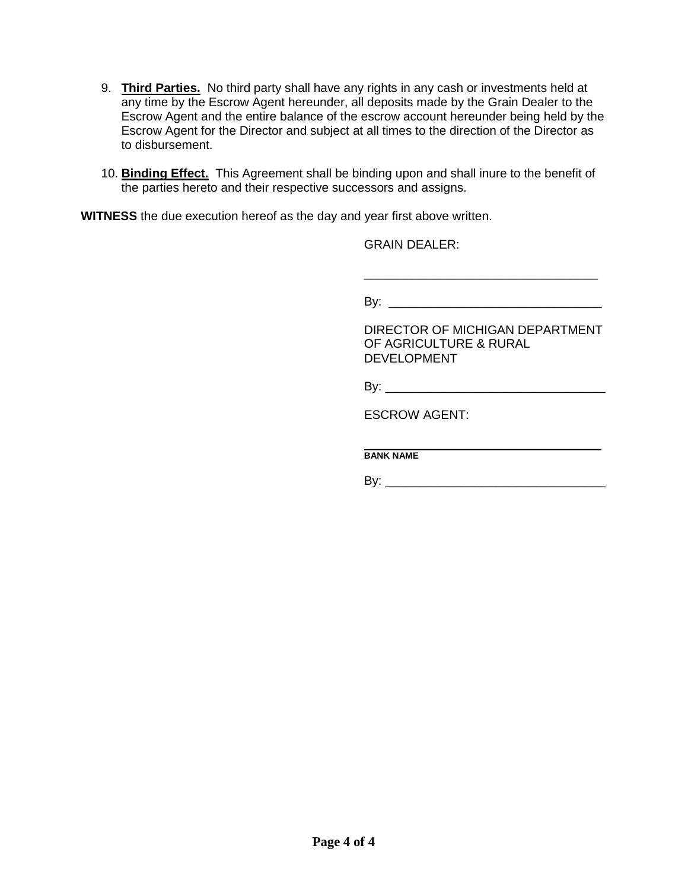9. **Third Parties.** No third party shall have any rights in any cash or investments held at any time by the Escrow Agent hereunder, all deposits made by the Grain Dealer to the Escrow Agent and the entire balance of the escrow account hereunder being held by the Escrow Agent for the Director and subject at all times to the direction of the Director as to disbursement.

10. **Binding Effect.** This Agreement shall be binding upon and shall inure to the benefit of the parties hereto and their respective successors and assigns.

**WITNESS** the due execution hereof as the day and year first above written.

GRAIN DEALER:

___________________________________

By: _______________________________

DIRECTOR OF MICHIGAN DEPARTMENT OF AGRICULTURE & RURAL DEVELOPMENT

By: ________________________________

ESCROW AGENT:

___________________________________
**BANK NAME**

By: ________________________________